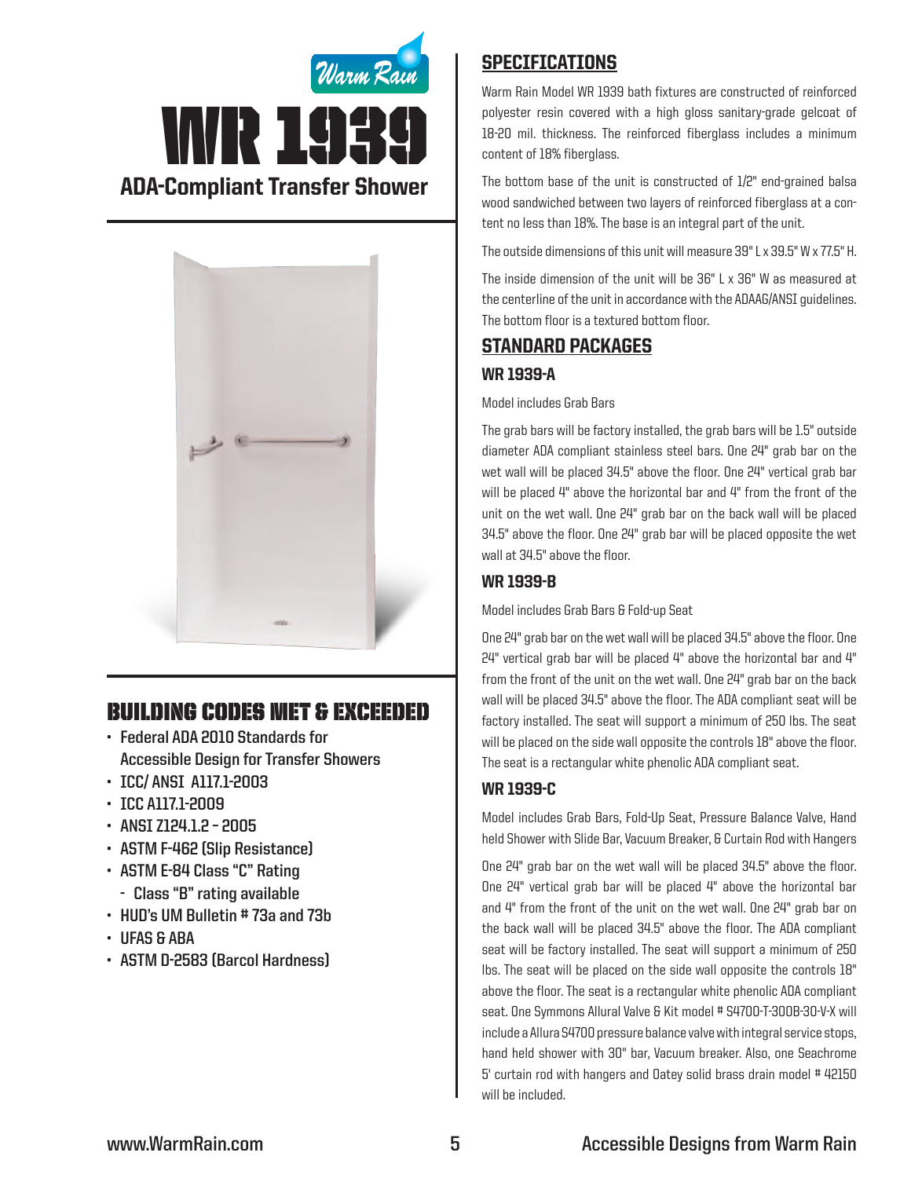Warm Rain

# WR 1939

## ADA-Compliant Transfer Shower

## BUILDING CODES MET & EXCEEDED

- Federal ADA 2010 Standards for Accessible Design for Transfer Showers
- ICC/ ANSI A117.1-2003
- ICC A117.1-2009
- ANSI Z124.1.2 – 2005
- ASTM F-462 (Slip Resistance)
- ASTM E-84 Class "C" Rating
  - Class "B" rating available
- HUD's UM Bulletin # 73a and 73b
- UFAS & ABA
- ASTM D-2583 (Barcol Hardness)

## SPECIFICATIONS

Warm Rain Model WR 1939 bath fixtures are constructed of reinforced polyester resin covered with a high gloss sanitary-grade gelcoat of 18-20 mil. thickness. The reinforced fiberglass includes a minimum content of 18% fiberglass.

The bottom base of the unit is constructed of 1/2" end-grained balsa wood sandwiched between two layers of reinforced fiberglass at a content no less than 18%. The base is an integral part of the unit.

The outside dimensions of this unit will measure 39" L x 39.5" W x 77.5" H.

The inside dimension of the unit will be 36" L x 36" W as measured at the centerline of the unit in accordance with the ADAAG/ANSI guidelines. The bottom floor is a textured bottom floor.

## STANDARD PACKAGES

### WR 1939-A

Model includes Grab Bars

The grab bars will be factory installed, the grab bars will be 1.5" outside diameter ADA compliant stainless steel bars. One 24" grab bar on the wet wall will be placed 34.5" above the floor. One 24" vertical grab bar will be placed 4" above the horizontal bar and 4" from the front of the unit on the wet wall. One 24" grab bar on the back wall will be placed 34.5" above the floor. One 24" grab bar will be placed opposite the wet wall at 34.5" above the floor.

### WR 1939-B

Model includes Grab Bars & Fold-up Seat

One 24" grab bar on the wet wall will be placed 34.5" above the floor. One 24" vertical grab bar will be placed 4" above the horizontal bar and 4" from the front of the unit on the wet wall. One 24" grab bar on the back wall will be placed 34.5" above the floor. The ADA compliant seat will be factory installed. The seat will support a minimum of 250 lbs. The seat will be placed on the side wall opposite the controls 18" above the floor. The seat is a rectangular white phenolic ADA compliant seat.

### WR 1939-C

Model includes Grab Bars, Fold-Up Seat, Pressure Balance Valve, Hand held Shower with Slide Bar, Vacuum Breaker, & Curtain Rod with Hangers

One 24" grab bar on the wet wall will be placed 34.5" above the floor. One 24" vertical grab bar will be placed 4" above the horizontal bar and 4" from the front of the unit on the wet wall. One 24" grab bar on the back wall will be placed 34.5" above the floor. The ADA compliant seat will be factory installed. The seat will support a minimum of 250 lbs. The seat will be placed on the side wall opposite the controls 18" above the floor. The seat is a rectangular white phenolic ADA compliant seat. One Symmons Allural Valve & Kit model # S4700-T-300B-30-V-X will include a Allura S4700 pressure balance valve with integral service stops, hand held shower with 30" bar, Vacuum breaker. Also, one Seachrome 5' curtain rod with hangers and Oatey solid brass drain model # 42150 will be included.

www.WarmRain.com

Accessible Designs from Warm Rain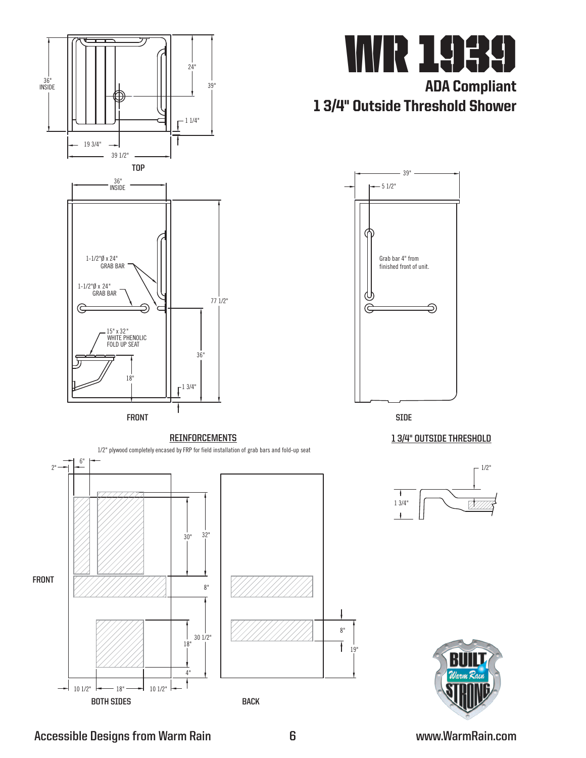# WR 1939

## ADA Compliant

## 1 3/4" Outside Threshold Shower

TOP

36" INSIDE

24"

39"

1 1/4"

19 3/4"

39 1/2"

FRONT

36" INSIDE

1-1/2"Ø x 24" GRAB BAR

1-1/2"Ø x 24" GRAB BAR

15" x 32" WHITE PHENOLIC FOLD UP SEAT

77 1/2"

36"

18"

1 3/4"

SIDE

39"

5 1/2"

Grab bar 4" from finished front of unit.

### REINFORCEMENTS

1/2" plywood completely encased by FRP for field installation of grab bars and fold-up seat

2"

6"

30"

32"

8"

18"

30 1/2"

4"

10 1/2"

18"

10 1/2"

FRONT

BOTH SIDES

BACK

8"

19"

### 1 3/4" OUTSIDE THRESHOLD

1/2"

1 3/4"

BUILT Warm Rain STRONG

Accessible Designs from Warm Rain

www.WarmRain.com